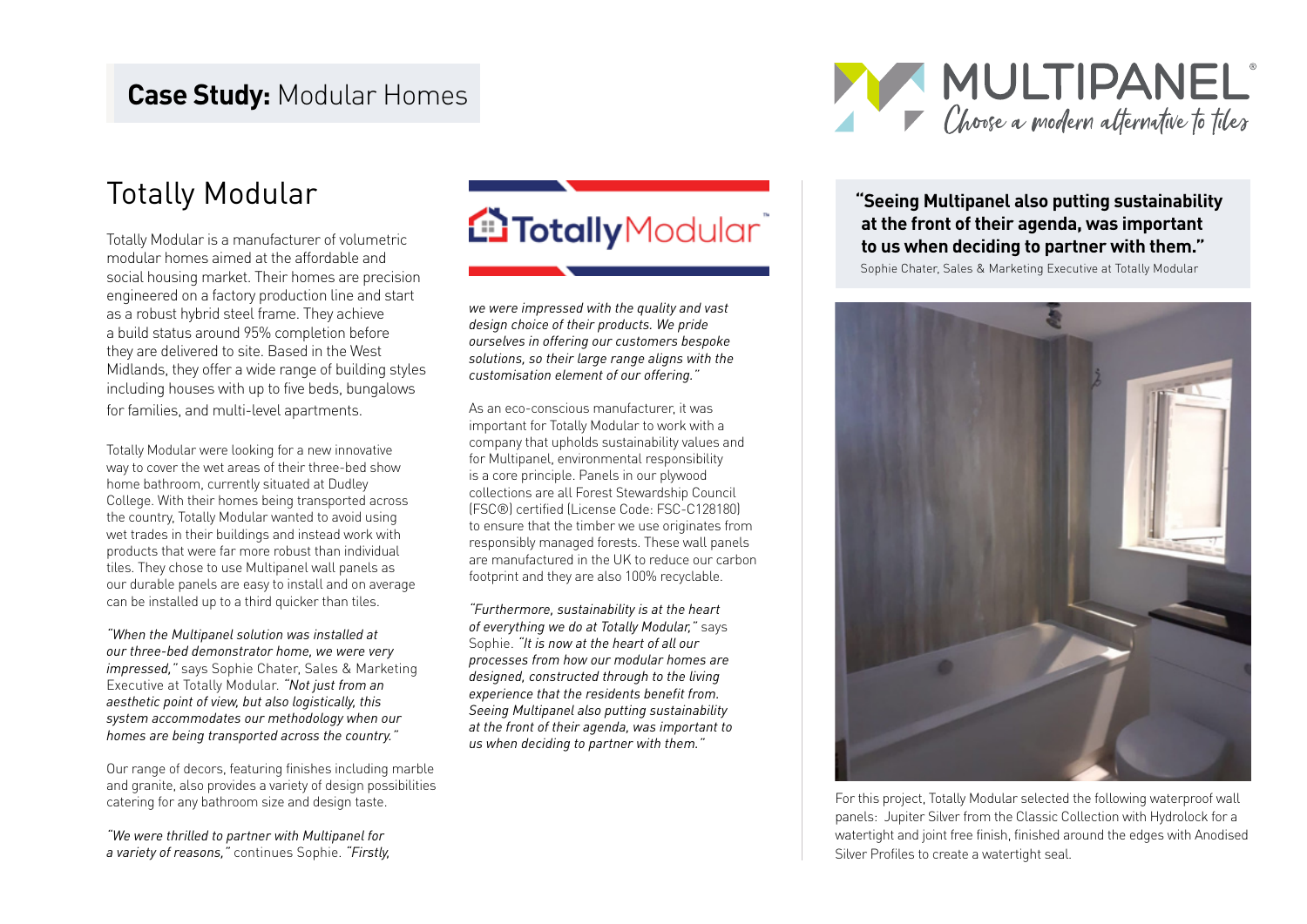# **Case Study:** Modular Homes

MULTIPANEL®
Choose a modern alternative to tiles

## Totally Modular

Totally Modular is a manufacturer of volumetric modular homes aimed at the affordable and social housing market. Their homes are precision engineered on a factory production line and start as a robust hybrid steel frame. They achieve a build status around 95% completion before they are delivered to site. Based in the West Midlands, they offer a wide range of building styles including houses with up to five beds, bungalows for families, and multi-level apartments.

Totally Modular were looking for a new innovative way to cover the wet areas of their three-bed show home bathroom, currently situated at Dudley College. With their homes being transported across the country, Totally Modular wanted to avoid using wet trades in their buildings and instead work with products that were far more robust than individual tiles. They chose to use Multipanel wall panels as our durable panels are easy to install and on average can be installed up to a third quicker than tiles.

*"When the Multipanel solution was installed at our three-bed demonstrator home, we were very impressed,"* says Sophie Chater, Sales & Marketing Executive at Totally Modular. *"Not just from an aesthetic point of view, but also logistically, this system accommodates our methodology when our homes are being transported across the country."*

Our range of decors, featuring finishes including marble and granite, also provides a variety of design possibilities catering for any bathroom size and design taste.

*"We were thrilled to partner with Multipanel for a variety of reasons,"* continues Sophie. *"Firstly, we were impressed with the quality and vast design choice of their products. We pride ourselves in offering our customers bespoke solutions, so their large range aligns with the customisation element of our offering."*

As an eco-conscious manufacturer, it was important for Totally Modular to work with a company that upholds sustainability values and for Multipanel, environmental responsibility is a core principle. Panels in our plywood collections are all Forest Stewardship Council (FSC®) certified (License Code: FSC-C128180) to ensure that the timber we use originates from responsibly managed forests. These wall panels are manufactured in the UK to reduce our carbon footprint and they are also 100% recyclable.

*"Furthermore, sustainability is at the heart of everything we do at Totally Modular,"* says Sophie. *"It is now at the heart of all our processes from how our modular homes are designed, constructed through to the living experience that the residents benefit from. Seeing Multipanel also putting sustainability at the front of their agenda, was important to us when deciding to partner with them."*

> **"Seeing Multipanel also putting sustainability at the front of their agenda, was important to us when deciding to partner with them."**
>
> Sophie Chater, Sales & Marketing Executive at Totally Modular

For this project, Totally Modular selected the following waterproof wall panels: Jupiter Silver from the Classic Collection with Hydrolock for a watertight and joint free finish, finished around the edges with Anodised Silver Profiles to create a watertight seal.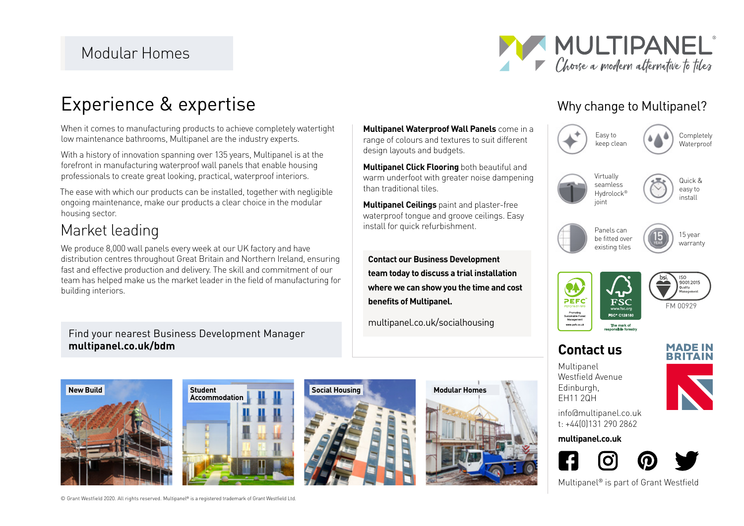Modular Homes

MULTIPANEL®
Choose a modern alternative to tiles

# Experience & expertise

When it comes to manufacturing products to achieve completely watertight low maintenance bathrooms, Multipanel are the industry experts.

With a history of innovation spanning over 135 years, Multipanel is at the forefront in manufacturing waterproof wall panels that enable housing professionals to create great looking, practical, waterproof interiors.

The ease with which our products can be installed, together with negligible ongoing maintenance, make our products a clear choice in the modular housing sector.

## Market leading

We produce 8,000 wall panels every week at our UK factory and have distribution centres throughout Great Britain and Northern Ireland, ensuring fast and effective production and delivery. The skill and commitment of our team has helped make us the market leader in the field of manufacturing for building interiors.

Find your nearest Business Development Manager
**multipanel.co.uk/bdm**

**Multipanel Waterproof Wall Panels** come in a range of colours and textures to suit different design layouts and budgets.

**Multipanel Click Flooring** both beautiful and warm underfoot with greater noise dampening than traditional tiles.

**Multipanel Ceilings** paint and plaster-free waterproof tongue and groove ceilings. Easy install for quick refurbishment.

**Contact our Business Development team today to discuss a trial installation where we can show you the time and cost benefits of Multipanel.**

multipanel.co.uk/socialhousing

## Why change to Multipanel?

- Easy to keep clean
- Completely Waterproof
- Virtually seamless Hydrolock® joint
- Quick & easy to install
- Panels can be fitted over existing tiles
- 15 year warranty

PEFC — Promoting Sustainable Forest Management — www.pefc.co.uk

FSC — www.fsc.org — FSC® C128180 — The mark of responsible forestry

bsi. ISO 9001:2015 Quality Management — FM 00929

## Contact us

Multipanel
Westfield Avenue
Edinburgh,
EH11 2QH

info@multipanel.co.uk
t: +44(0)131 290 2862

**multipanel.co.uk**

MADE IN BRITAIN

Multipanel® is part of Grant Westfield

New Build | Student Accommodation | Social Housing | Modular Homes

© Grant Westfield 2020. All rights reserved. Multipanel® is a registered trademark of Grant Westfield Ltd.